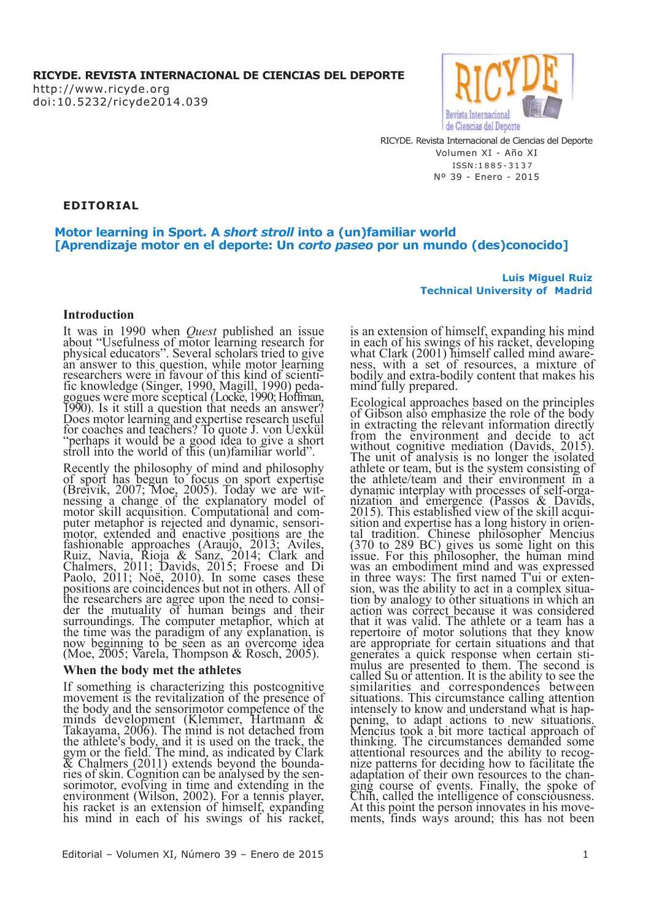**RICYDE. REVISTA INTERNACIONAL DE CIENCIAS DEL DEPORTE**
http://www.ricyde.org
doi:10.5232/ricyde2014.039

RICYDE. Revista Internacional de Ciencias del Deporte
Volumen XI - Año XI
ISSN:1885-3137
Nº 39 - Enero - 2015

**EDITORIAL**

# Motor learning in Sport. A *short stroll* into a (un)familiar world [Aprendizaje motor en el deporte: Un *corto paseo* por un mundo (des)conocido]

**Luis Miguel Ruiz**
**Technical University of Madrid**

## Introduction

It was in 1990 when *Quest* published an issue about "Usefulness of motor learning research for physical educators". Several scholars tried to give an answer to this question, while motor learning researchers were in favour of this kind of scientific knowledge (Singer, 1990, Magill, 1990) pedagogues were more sceptical (Locke, 1990; Hoffman, 1990). Is it still a question that needs an answer? Does motor learning and expertise research useful for coaches and teachers? To quote J. von Uexkül "perhaps it would be a good idea to give a short stroll into the world of this (un)familiar world".

Recently the philosophy of mind and philosophy of sport has begun to focus on sport expertise (Breivik, 2007; Moe, 2005). Today we are witnessing a change of the explanatory model of motor skill acquisition. Computational and computer metaphor is rejected and dynamic, sensorimotor, extended and enactive positions are the fashionable approaches (Araujo, 2013; Aviles, Ruiz, Navia, Rioja & Sanz, 2014; Clark and Chalmers, 2011; Davids, 2015; Froese and Di Paolo, 2011; Noë, 2010). In some cases these positions are coincidences but not in others. All of the researchers are agree upon the need to consider the mutuality of human beings and their surroundings. The computer metaphor, which at the time was the paradigm of any explanation, is now beginning to be seen as an overcome idea (Moe, 2005; Varela, Thompson & Rosch, 2005).

## When the body met the athletes

If something is characterizing this postcognitive movement is the revitalization of the presence of the body and the sensorimotor competence of the minds development (Klemmer, Hartmann & Takayama, 2006). The mind is not detached from the athlete's body, and it is used on the track, the gym or the field. The mind, as indicated by Clark & Chalmers (2011) extends beyond the boundaries of skin. Cognition can be analysed by the sensorimotor, evolving in time and extending in the environment (Wilson, 2002). For a tennis player, his racket is an extension of himself, expanding his mind in each of his swings of his racket, is an extension of himself, expanding his mind in each of his swings of his racket, developing what Clark (2001) himself called mind awareness, with a set of resources, a mixture of bodily and extra-bodily content that makes his mind fully prepared.

Ecological approaches based on the principles of Gibson also emphasize the role of the body in extracting the relevant information directly from the environment and decide to act without cognitive mediation (Davids, 2015). The unit of analysis is no longer the isolated athlete or team, but is the system consisting of the athlete/team and their environment in a dynamic interplay with processes of self-organization and emergence (Passos & Davids, 2015). This established view of the skill acquisition and expertise has a long history in oriental tradition. Chinese philosopher Mencius (370 to 289 BC) gives us some light on this issue. For this philosopher, the human mind was an embodiment mind and was expressed in three ways: The first named T'ui or extension, was the ability to act in a complex situation by analogy to other situations in which an action was correct because it was considered that it was valid. The athlete or a team has a repertoire of motor solutions that they know are appropriate for certain situations and that generates a quick response when certain stimulus are presented to them. The second is called Su or attention. It is the ability to see the similarities and correspondences between situations. This circumstance calling attention intensely to know and understand what is happening, to adapt actions to new situations. Mencius took a bit more tactical approach of thinking. The circumstances demanded some attentional resources and the ability to recognize patterns for deciding how to facilitate the adaptation of their own resources to the changing course of events. Finally, the spoke of Chih, called the intelligence of consciousness. At this point the person innovates in his movements, finds ways around; this has not been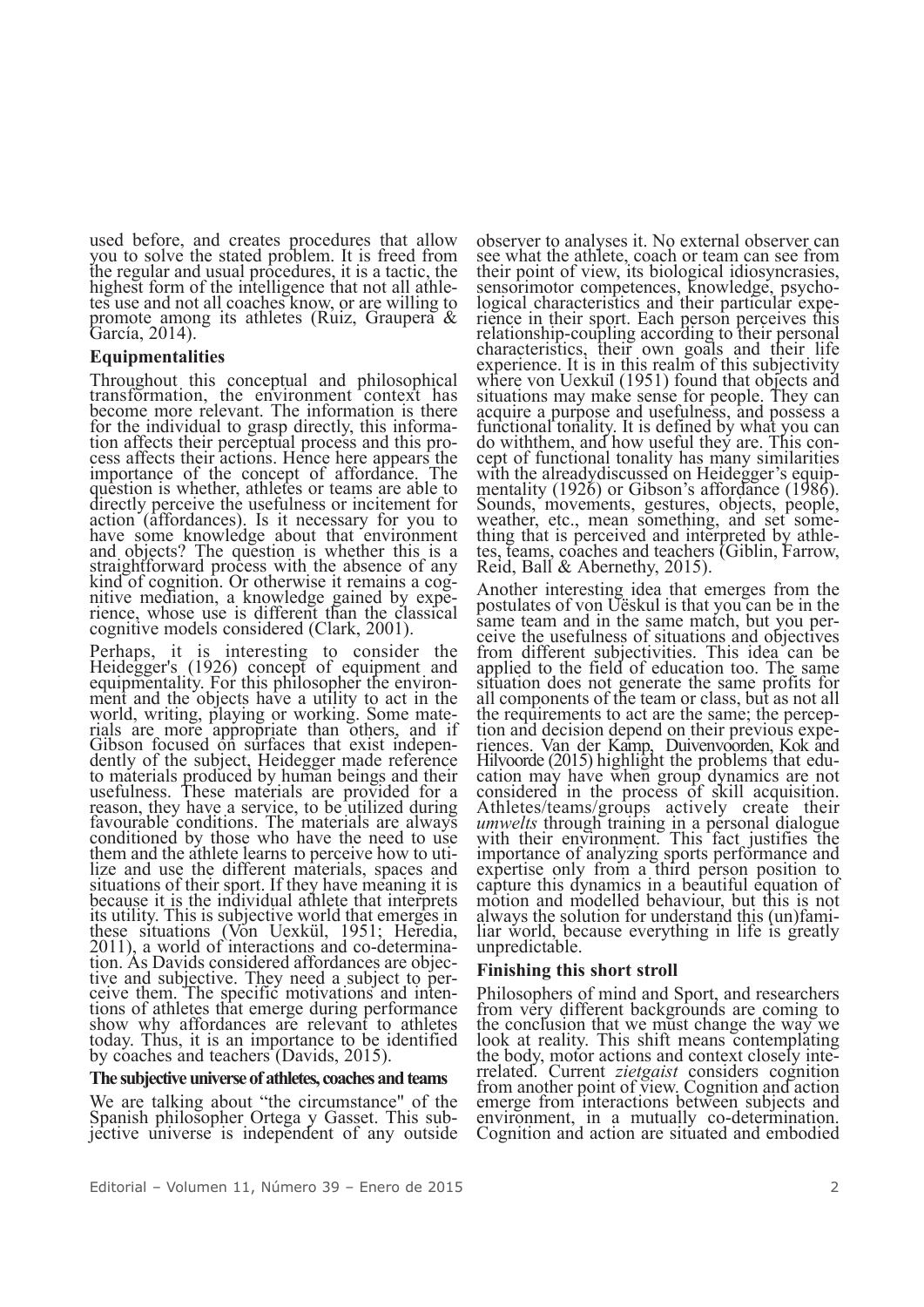used before, and creates procedures that allow you to solve the stated problem. It is freed from the regular and usual procedures, it is a tactic, the highest form of the intelligence that not all athletes use and not all coaches know, or are willing to promote among its athletes (Ruiz, Graupera & García, 2014).

### Equipmentalities

Throughout this conceptual and philosophical transformation, the environment context has become more relevant. The information is there for the individual to grasp directly, this information affects their perceptual process and this process affects their actions. Hence here appears the importance of the concept of affordance. The question is whether, athletes or teams are able to directly perceive the usefulness or incitement for action (affordances). Is it necessary for you to have some knowledge about that environment and objects? The question is whether this is a straightforward process with the absence of any kind of cognition. Or otherwise it remains a cognitive mediation, a knowledge gained by experience, whose use is different than the classical cognitive models considered (Clark, 2001).

Perhaps, it is interesting to consider the Heidegger's (1926) concept of equipment and equipmentality. For this philosopher the environment and the objects have a utility to act in the world, writing, playing or working. Some materials are more appropriate than others, and if Gibson focused on surfaces that exist independently of the subject, Heidegger made reference to materials produced by human beings and their usefulness. These materials are provided for a reason, they have a service, to be utilized during favourable conditions. The materials are always conditioned by those who have the need to use them and the athlete learns to perceive how to utilize and use the different materials, spaces and situations of their sport. If they have meaning it is because it is the individual athlete that interprets its utility. This is subjective world that emerges in these situations (Von Uexkül, 1951; Heredia, 2011), a world of interactions and co-determination. As Davids considered affordances are objective and subjective. They need a subject to perceive them. The specific motivations and intentions of athletes that emerge during performance show why affordances are relevant to athletes today. Thus, it is an importance to be identified by coaches and teachers (Davids, 2015).

### The subjective universe of athletes, coaches and teams

We are talking about "the circumstance" of the Spanish philosopher Ortega y Gasset. This subjective universe is independent of any outside observer to analyses it. No external observer can see what the athlete, coach or team can see from their point of view, its biological idiosyncrasies, sensorimotor competences, knowledge, psychological characteristics and their particular experience in their sport. Each person perceives this relationship-coupling according to their personal characteristics, their own goals and their life experience. It is in this realm of this subjectivity where von Uexkül (1951) found that objects and situations may make sense for people. They can acquire a purpose and usefulness, and possess a functional tonality. It is defined by what you can do withthem, and how useful they are. This concept of functional tonality has many similarities with the alreadydiscussed on Heidegger's equipmentality (1926) or Gibson's affordance (1986). Sounds, movements, gestures, objects, people, weather, etc., mean something, and set something that is perceived and interpreted by athletes, teams, coaches and teachers (Giblin, Farrow, Reid, Ball & Abernethy, 2015).

Another interesting idea that emerges from the postulates of von Uëskul is that you can be in the same team and in the same match, but you perceive the usefulness of situations and objectives from different subjectivities. This idea can be applied to the field of education too. The same situation does not generate the same profits for all components of the team or class, but as not all the requirements to act are the same; the perception and decision depend on their previous experiences. Van der Kamp, Duivenvoorden, Kok and Hilvoorde (2015) highlight the problems that education may have when group dynamics are not considered in the process of skill acquisition. Athletes/teams/groups actively create their *umwelts* through training in a personal dialogue with their environment. This fact justifies the importance of analyzing sports performance and expertise only from a third person position to capture this dynamics in a beautiful equation of motion and modelled behaviour, but this is not always the solution for understand this (un)familiar world, because everything in life is greatly unpredictable.

### Finishing this short stroll

Philosophers of mind and Sport, and researchers from very different backgrounds are coming to the conclusion that we must change the way we look at reality. This shift means contemplating the body, motor actions and context closely interrelated. Current *zietgaist* considers cognition from another point of view. Cognition and action emerge from interactions between subjects and environment, in a mutually co-determination. Cognition and action are situated and embodied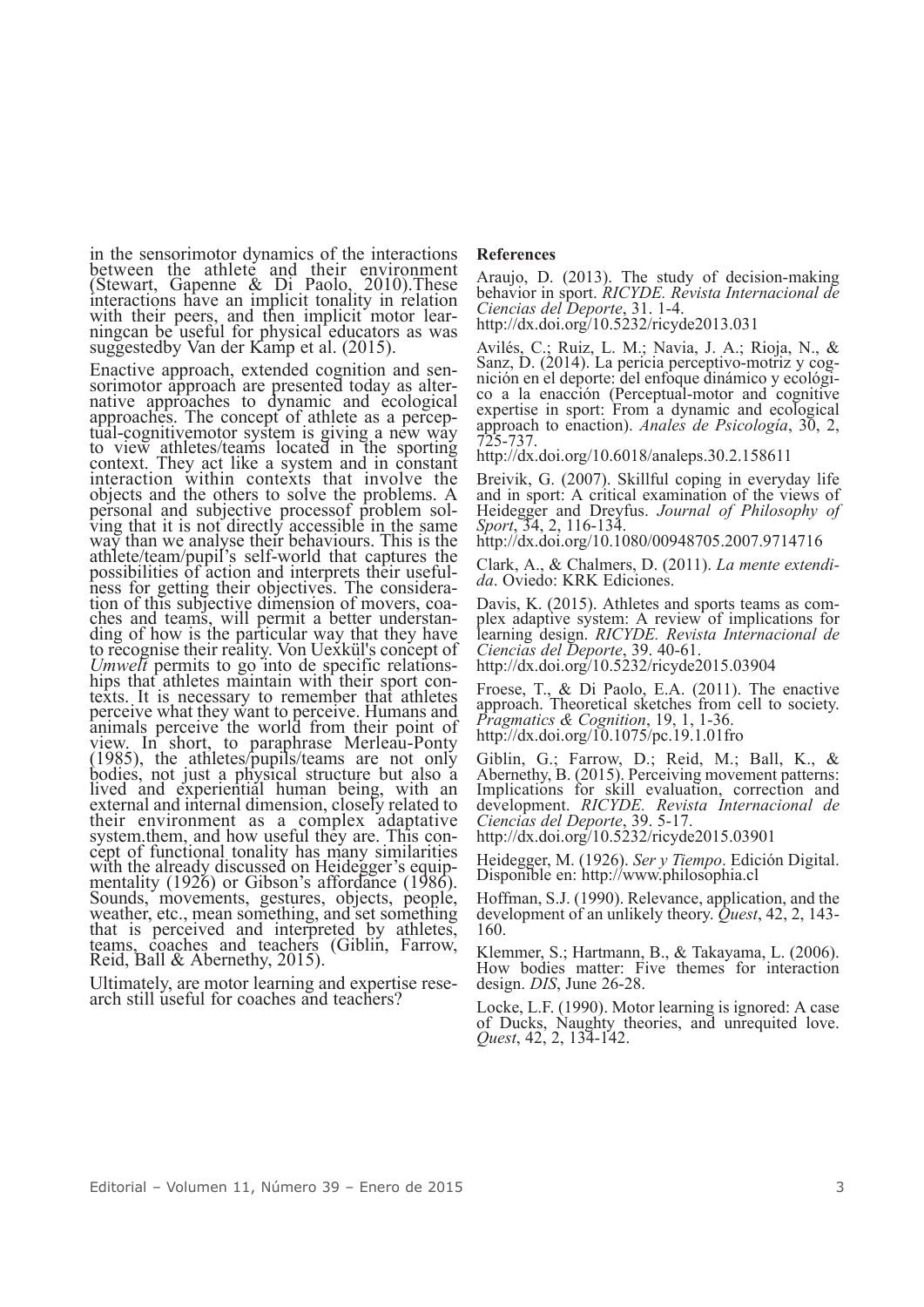in the sensorimotor dynamics of the interactions between the athlete and their environment (Stewart, Gapenne & Di Paolo, 2010).These interactions have an implicit tonality in relation with their peers, and then implicit motor learningcan be useful for physical educators as was suggestedby Van der Kamp et al. (2015).

Enactive approach, extended cognition and sensorimotor approach are presented today as alternative approaches to dynamic and ecological approaches. The concept of athlete as a perceptual-cognitivemotor system is giving a new way to view athletes/teams located in the sporting context. They act like a system and in constant interaction within contexts that involve the objects and the others to solve the problems. A personal and subjective processof problem solving that it is not directly accessible in the same way than we analyse their behaviours. This is the athlete/team/pupil's self-world that captures the possibilities of action and interprets their usefulness for getting their objectives. The consideration of this subjective dimension of movers, coaches and teams, will permit a better understanding of how is the particular way that they have to recognise their reality. Von Uexkül's concept of *Umwelt* permits to go into de specific relationships that athletes maintain with their sport contexts. It is necessary to remember that athletes perceive what they want to perceive. Humans and animals perceive the world from their point of view. In short, to paraphrase Merleau-Ponty (1985), the athletes/pupils/teams are not only bodies, not just a physical structure but also a lived and experiential human being, with an external and internal dimension, closely related to their environment as a complex adaptative system.them, and how useful they are. This concept of functional tonality has many similarities with the already discussed on Heidegger's equipmentality (1926) or Gibson's affordance (1986). Sounds, movements, gestures, objects, people, weather, etc., mean something, and set something that is perceived and interpreted by athletes, teams, coaches and teachers (Giblin, Farrow, Reid, Ball & Abernethy, 2015).

Ultimately, are motor learning and expertise research still useful for coaches and teachers?

**References**

Araujo, D. (2013). The study of decision-making behavior in sport. *RICYDE. Revista Internacional de Ciencias del Deporte*, 31. 1-4. http://dx.doi.org/10.5232/ricyde2013.031

Avilés, C.; Ruiz, L. M.; Navia, J. A.; Rioja, N., & Sanz, D. (2014). La pericia perceptivo-motriz y cognición en el deporte: del enfoque dinámico y ecológico a la enacción (Perceptual-motor and cognitive expertise in sport: From a dynamic and ecological approach to enaction). *Anales de Psicología*, 30, 2, 725-737. http://dx.doi.org/10.6018/analeps.30.2.158611

Breivik, G. (2007). Skillful coping in everyday life and in sport: A critical examination of the views of Heidegger and Dreyfus. *Journal of Philosophy of Sport*, 34, 2, 116-134. http://dx.doi.org/10.1080/00948705.2007.9714716

Clark, A., & Chalmers, D. (2011). *La mente extendida*. Oviedo: KRK Ediciones.

Davis, K. (2015). Athletes and sports teams as complex adaptive system: A review of implications for learning design. *RICYDE. Revista Internacional de Ciencias del Deporte*, 39. 40-61. http://dx.doi.org/10.5232/ricyde2015.03904

Froese, T., & Di Paolo, E.A. (2011). The enactive approach. Theoretical sketches from cell to society. *Pragmatics & Cognition*, 19, 1, 1-36. http://dx.doi.org/10.1075/pc.19.1.01fro

Giblin, G.; Farrow, D.; Reid, M.; Ball, K., & Abernethy, B. (2015). Perceiving movement patterns: Implications for skill evaluation, correction and development. *RICYDE. Revista Internacional de Ciencias del Deporte*, 39. 5-17. http://dx.doi.org/10.5232/ricyde2015.03901

Heidegger, M. (1926). *Ser y Tiempo*. Edición Digital. Disponible en: http://www.philosophia.cl

Hoffman, S.J. (1990). Relevance, application, and the development of an unlikely theory. *Quest*, 42, 2, 143-160.

Klemmer, S.; Hartmann, B., & Takayama, L. (2006). How bodies matter: Five themes for interaction design. *DIS*, June 26-28.

Locke, L.F. (1990). Motor learning is ignored: A case of Ducks, Naughty theories, and unrequited love. *Quest*, 42, 2, 134-142.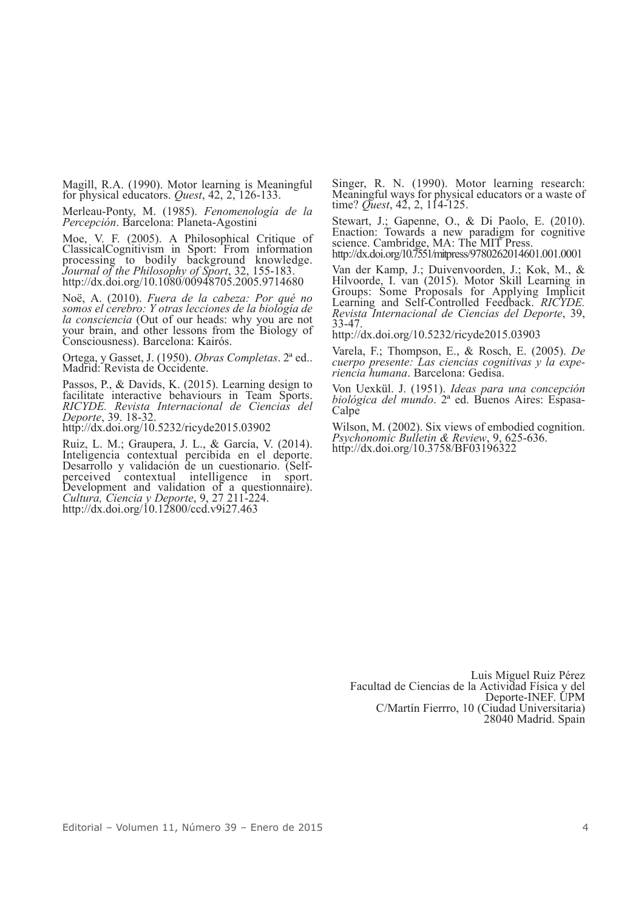Magill, R.A. (1990). Motor learning is Meaningful for physical educators. *Quest*, 42, 2, 126-133.

Merleau-Ponty, M. (1985). *Fenomenología de la Percepción*. Barcelona: Planeta-Agostini

Moe, V. F. (2005). A Philosophical Critique of ClassicalCognitivism in Sport: From information processing to bodily background knowledge. *Journal of the Philosophy of Sport*, 32, 155-183. http://dx.doi.org/10.1080/00948705.2005.9714680

Noë, A. (2010). *Fuera de la cabeza: Por qué no somos el cerebro: Y otras lecciones de la biología de la consciencia* (Out of our heads: why you are not your brain, and other lessons from the Biology of Consciousness). Barcelona: Kairós.

Ortega, y Gasset, J. (1950). *Obras Completas*. 2ª ed.. Madrid: Revista de Occidente.

Passos, P., & Davids, K. (2015). Learning design to facilitate interactive behaviours in Team Sports. *RICYDE. Revista Internacional de Ciencias del Deporte*, 39. 18-32.
http://dx.doi.org/10.5232/ricyde2015.03902

Ruiz, L. M.; Graupera, J. L., & García, V. (2014). Inteligencia contextual percibida en el deporte. Desarrollo y validación de un cuestionario. (Self-perceived contextual intelligence in sport. Development and validation of a questionnaire). *Cultura, Ciencia y Deporte*, 9, 27 211-224.
http://dx.doi.org/10.12800/ccd.v9i27.463

Singer, R. N. (1990). Motor learning research: Meaningful ways for physical educators or a waste of time? *Quest*, 42, 2, 114-125.

Stewart, J.; Gapenne, O., & Di Paolo, E. (2010). Enaction: Towards a new paradigm for cognitive science. Cambridge, MA: The MIT Press.
http://dx.doi.org/10.7551/mitpress/9780262014601.001.0001

Van der Kamp, J.; Duivenvoorden, J.; Kok, M., & Hilvoorde, I. van (2015). Motor Skill Learning in Groups: Some Proposals for Applying Implicit Learning and Self-Controlled Feedback. *RICYDE. Revista Internacional de Ciencias del Deporte*, 39, 33-47.
http://dx.doi.org/10.5232/ricyde2015.03903

Varela, F.; Thompson, E., & Rosch, E. (2005). *De cuerpo presente: Las ciencias cognitivas y la experiencia humana*. Barcelona: Gedisa.

Von Uexkül. J. (1951). *Ideas para una concepción biológica del mundo*. 2ª ed. Buenos Aires: Espasa-Calpe

Wilson, M. (2002). Six views of embodied cognition. *Psychonomic Bulletin & Review*, 9, 625-636.
http://dx.doi.org/10.3758/BF03196322

Luis Miguel Ruiz Pérez
Facultad de Ciencias de la Actividad Física y del Deporte-INEF. UPM
C/Martín Fierrro, 10 (Ciudad Universitaria)
28040 Madrid. Spain